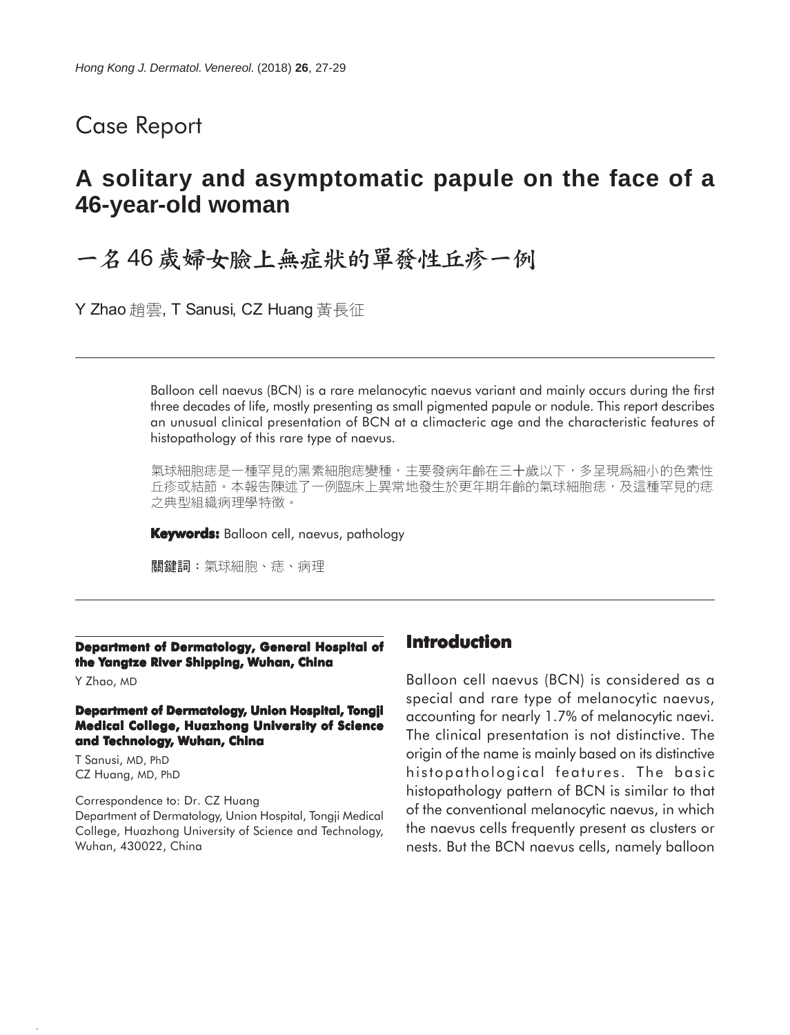# Case Report

## A solitary and asymptomatic papule on the face of a 46-year-old woman

## 一名46歲婦女臉上無症狀的單發性丘疹一例

Y Zhao 趙雲, T Sanusi, CZ Huang 黃長征

Balloon cell naevus (BCN) is a rare melanocytic naevus variant and mainly occurs during the first three decades of life, mostly presenting as small pigmented papule or nodule. This report describes an unusual clinical presentation of BCN at a climacteric age and the characteristic features of histopathology of this rare type of naevus.

氣球細胞痣是一種罕見的黑素細胞痣變種，主要發病年齡在三十歲以下，多呈現爲細小的色素性丘疹或結節。本報告陳述了一例臨床上異常地發生於更年期年齡的氣球細胞痣，及這種罕見的痣之典型組織病理學特徵。

**Keywords:** Balloon cell, naevus, pathology

**關鍵詞**：氣球細胞、痣、病理

**Department of Dermatology, General Hospital of the Yangtze River Shipping, Wuhan, China**

Y Zhao, MD

**Department of Dermatology, Union Hospital, Tongji Medical College, Huazhong University of Science and Technology, Wuhan, China**

T Sanusi, MD, PhD
CZ Huang, MD, PhD

Correspondence to: Dr. CZ Huang
Department of Dermatology, Union Hospital, Tongji Medical College, Huazhong University of Science and Technology, Wuhan, 430022, China

## Introduction

Balloon cell naevus (BCN) is considered as a special and rare type of melanocytic naevus, accounting for nearly 1.7% of melanocytic naevi. The clinical presentation is not distinctive. The origin of the name is mainly based on its distinctive histopathological features. The basic histopathology pattern of BCN is similar to that of the conventional melanocytic naevus, in which the naevus cells frequently present as clusters or nests. But the BCN naevus cells, namely balloon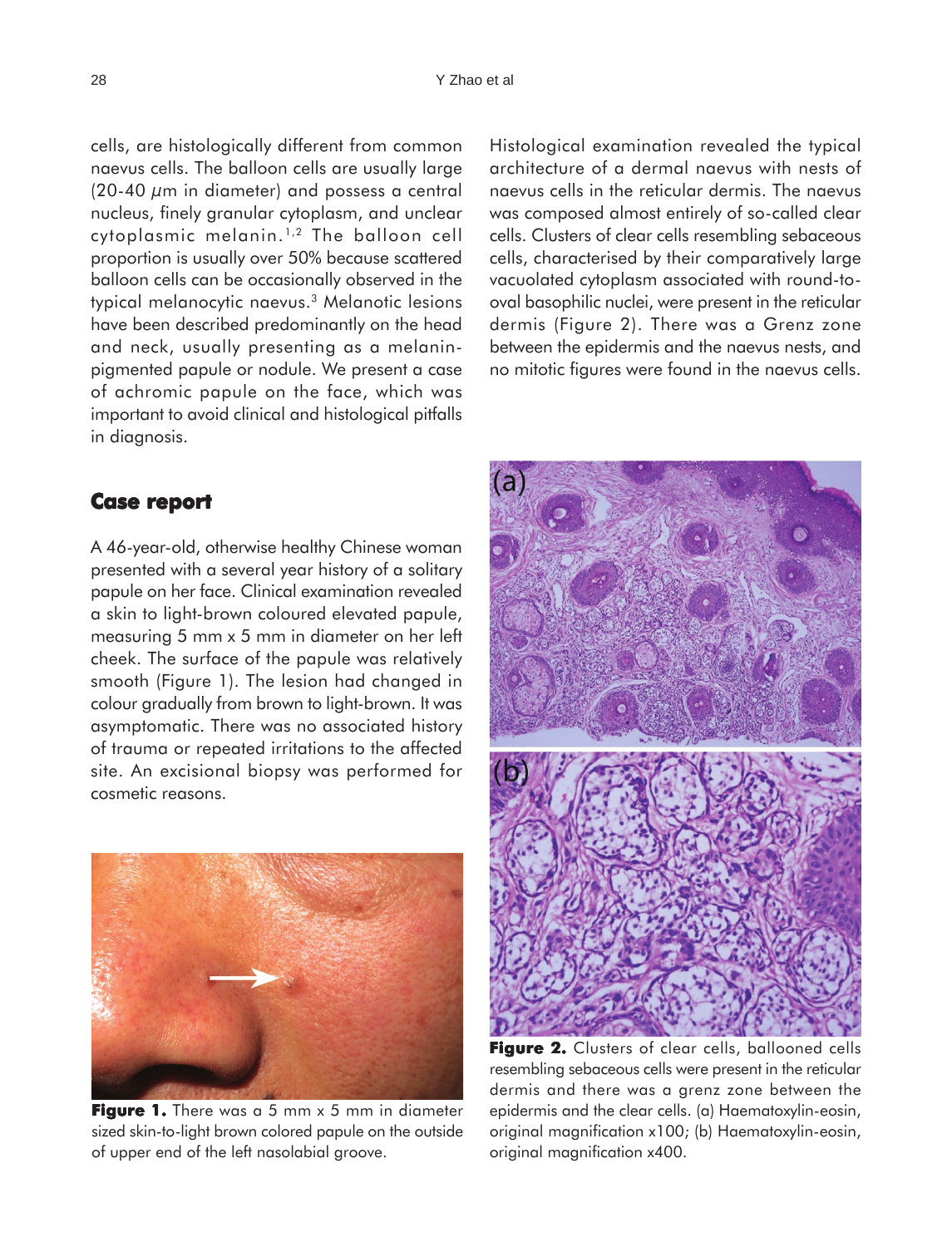cells, are histologically different from common naevus cells. The balloon cells are usually large (20-40 $\mu$m in diameter) and possess a central nucleus, finely granular cytoplasm, and unclear cytoplasmic melanin.[1,2] The balloon cell proportion is usually over 50% because scattered balloon cells can be occasionally observed in the typical melanocytic naevus.[3] Melanotic lesions have been described predominantly on the head and neck, usually presenting as a melanin-pigmented papule or nodule. We present a case of achromic papule on the face, which was important to avoid clinical and histological pitfalls in diagnosis.

## Case report

A 46-year-old, otherwise healthy Chinese woman presented with a several year history of a solitary papule on her face. Clinical examination revealed a skin to light-brown coloured elevated papule, measuring 5 mm x 5 mm in diameter on her left cheek. The surface of the papule was relatively smooth (Figure 1). The lesion had changed in colour gradually from brown to light-brown. It was asymptomatic. There was no associated history of trauma or repeated irritations to the affected site. An excisional biopsy was performed for cosmetic reasons.

**Figure 1.** There was a 5 mm x 5 mm in diameter sized skin-to-light brown colored papule on the outside of upper end of the left nasolabial groove.

Histological examination revealed the typical architecture of a dermal naevus with nests of naevus cells in the reticular dermis. The naevus was composed almost entirely of so-called clear cells. Clusters of clear cells resembling sebaceous cells, characterised by their comparatively large vacuolated cytoplasm associated with round-to-oval basophilic nuclei, were present in the reticular dermis (Figure 2). There was a Grenz zone between the epidermis and the naevus nests, and no mitotic figures were found in the naevus cells.

**Figure 2.** Clusters of clear cells, ballooned cells resembling sebaceous cells were present in the reticular dermis and there was a grenz zone between the epidermis and the clear cells. (a) Haematoxylin-eosin, original magnification x100; (b) Haematoxylin-eosin, original magnification x400.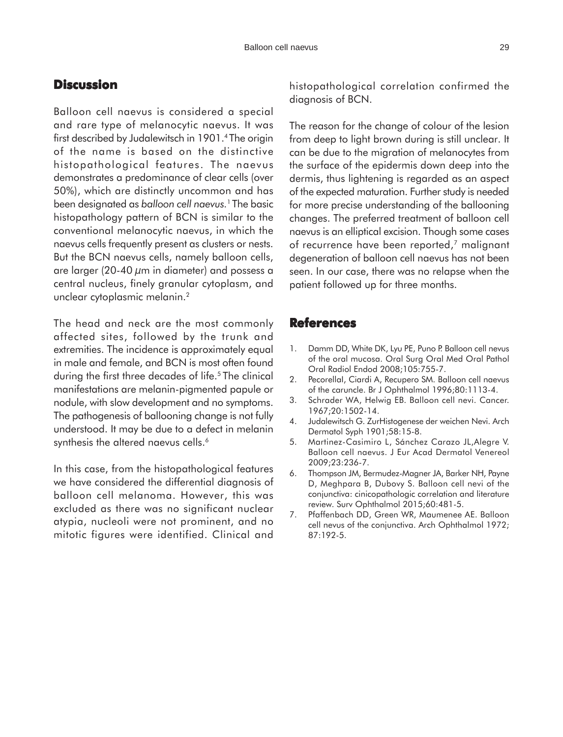## Discussion

Balloon cell naevus is considered a special and rare type of melanocytic naevus. It was first described by Judalewitsch in 1901.[4] The origin of the name is based on the distinctive histopathological features. The naevus demonstrates a predominance of clear cells (over 50%), which are distinctly uncommon and has been designated as *balloon cell naevus.*[1] The basic histopathology pattern of BCN is similar to the conventional melanocytic naevus, in which the naevus cells frequently present as clusters or nests. But the BCN naevus cells, namely balloon cells, are larger (20-40 $\mu$m in diameter) and possess a central nucleus, finely granular cytoplasm, and unclear cytoplasmic melanin.[2]

The head and neck are the most commonly affected sites, followed by the trunk and extremities. The incidence is approximately equal in male and female, and BCN is most often found during the first three decades of life.[5] The clinical manifestations are melanin-pigmented papule or nodule, with slow development and no symptoms. The pathogenesis of ballooning change is not fully understood. It may be due to a defect in melanin synthesis the altered naevus cells.[6]

In this case, from the histopathological features we have considered the differential diagnosis of balloon cell melanoma. However, this was excluded as there was no significant nuclear atypia, nucleoli were not prominent, and no mitotic figures were identified. Clinical and histopathological correlation confirmed the diagnosis of BCN.

The reason for the change of colour of the lesion from deep to light brown during is still unclear. It can be due to the migration of melanocytes from the surface of the epidermis down deep into the dermis, thus lightening is regarded as an aspect of the expected maturation. Further study is needed for more precise understanding of the ballooning changes. The preferred treatment of balloon cell naevus is an elliptical excision. Though some cases of recurrence have been reported,[7] malignant degeneration of balloon cell naevus has not been seen. In our case, there was no relapse when the patient followed up for three months.

## References

1. Damm DD, White DK, Lyu PE, Puno P. Balloon cell nevus of the oral mucosa. Oral Surg Oral Med Oral Pathol Oral Radiol Endod 2008;105:755-7.
2. PecorellaI, Ciardi A, Recupero SM. Balloon cell naevus of the caruncle. Br J Ophthalmol 1996;80:1113-4.
3. Schrader WA, Helwig EB. Balloon cell nevi. Cancer. 1967;20:1502-14.
4. Judalewitsch G. ZurHistogenese der weichen Nevi. Arch Dermatol Syph 1901;58:15-8.
5. Martinez-Casimiro L, Sánchez Carazo JL,Alegre V. Balloon cell naevus. J Eur Acad Dermatol Venereol 2009;23:236-7.
6. Thompson JM, Bermudez-Magner JA, Barker NH, Payne D, Meghpara B, Dubovy S. Balloon cell nevi of the conjunctiva: cinicopathologic correlation and literature review. Surv Ophthalmol 2015;60:481-5.
7. Pfaffenbach DD, Green WR, Maumenee AE. Balloon cell nevus of the conjunctiva. Arch Ophthalmol 1972; 87:192-5.